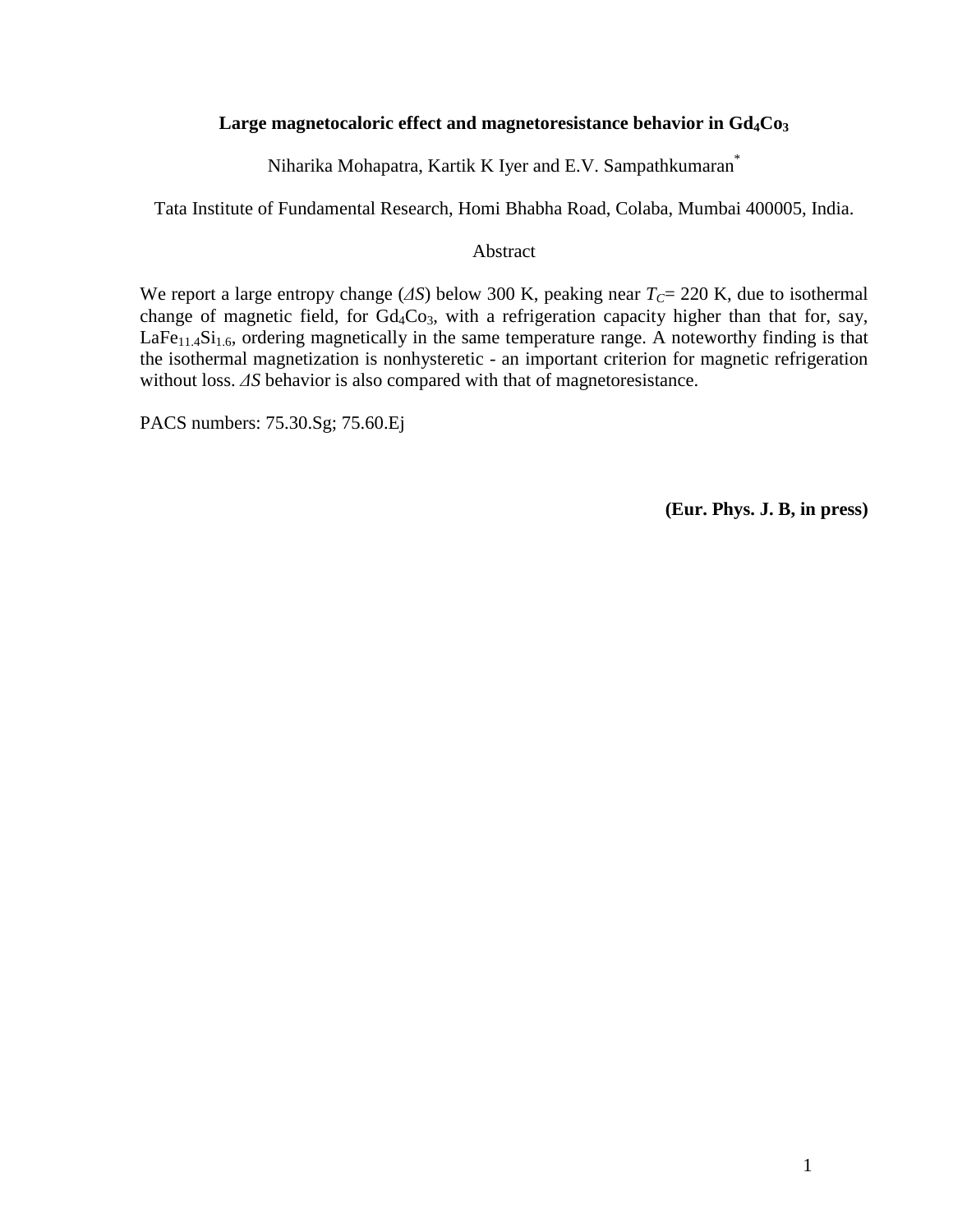# Large magnetocaloric effect and magnetoresistance behavior in $Gd_4Co_3$

Niharika Mohapatra, Kartik K Iyer and E.V. Sampathkumaran[*]

Tata Institute of Fundamental Research, Homi Bhabha Road, Colaba, Mumbai 400005, India.

## Abstract

We report a large entropy change ($\Delta S$) below 300 K, peaking near $T_C$= 220 K, due to isothermal change of magnetic field, for $Gd_4Co_3$, with a refrigeration capacity higher than that for, say, $LaFe_{11.4}Si_{1.6}$, ordering magnetically in the same temperature range. A noteworthy finding is that the isothermal magnetization is nonhysteretic - an important criterion for magnetic refrigeration without loss. $\Delta S$ behavior is also compared with that of magnetoresistance.

PACS numbers: 75.30.Sg; 75.60.Ej

**(Eur. Phys. J. B, in press)**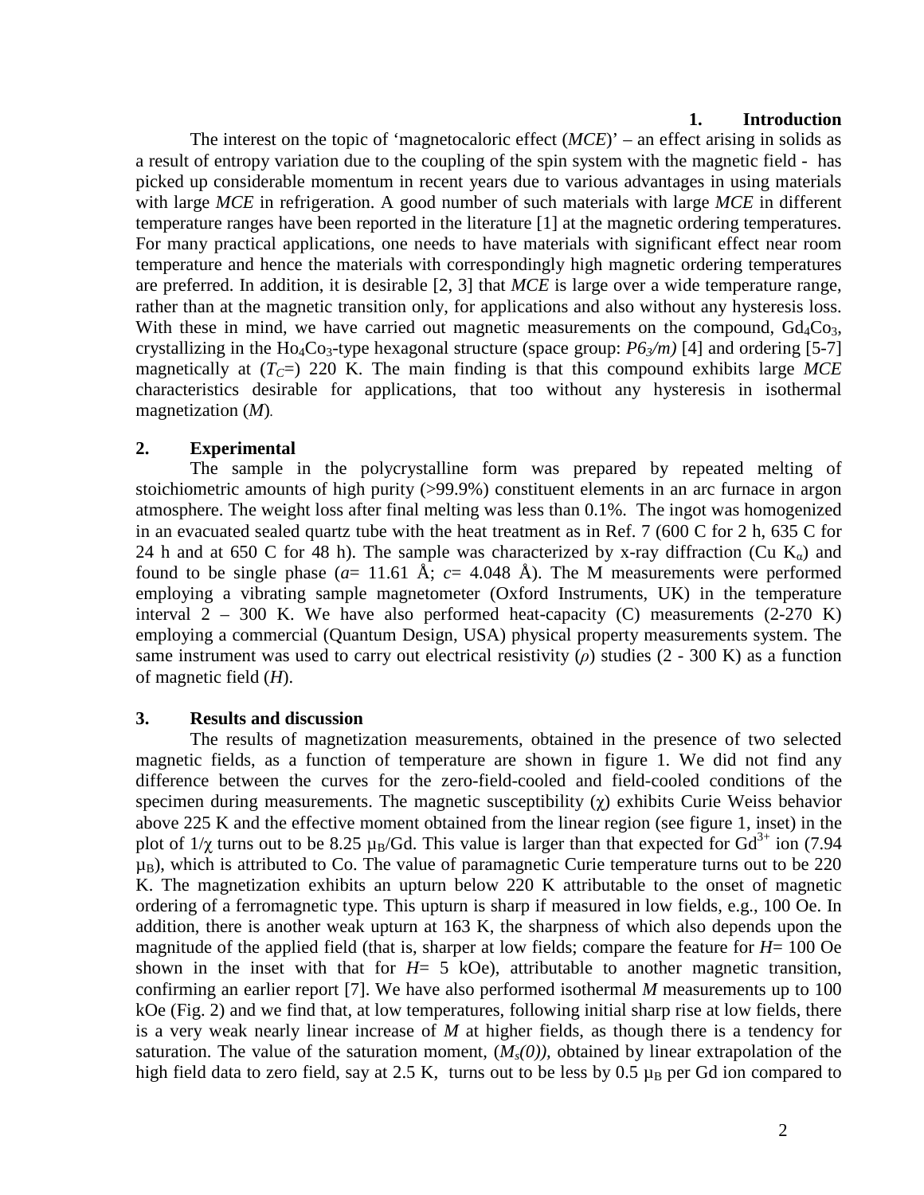## 1. Introduction

The interest on the topic of 'magnetocaloric effect (*MCE*)' – an effect arising in solids as a result of entropy variation due to the coupling of the spin system with the magnetic field - has picked up considerable momentum in recent years due to various advantages in using materials with large *MCE* in refrigeration. A good number of such materials with large *MCE* in different temperature ranges have been reported in the literature [1] at the magnetic ordering temperatures. For many practical applications, one needs to have materials with significant effect near room temperature and hence the materials with correspondingly high magnetic ordering temperatures are preferred. In addition, it is desirable [2, 3] that *MCE* is large over a wide temperature range, rather than at the magnetic transition only, for applications and also without any hysteresis loss. With these in mind, we have carried out magnetic measurements on the compound, $Gd_4Co_3$, crystallizing in the $Ho_4Co_3$-type hexagonal structure (space group: $P6_3/m$) [4] and ordering [5-7] magnetically at ($T_C$=) 220 K. The main finding is that this compound exhibits large *MCE* characteristics desirable for applications, that too without any hysteresis in isothermal magnetization (*M*).

## 2. Experimental

The sample in the polycrystalline form was prepared by repeated melting of stoichiometric amounts of high purity (>99.9%) constituent elements in an arc furnace in argon atmosphere. The weight loss after final melting was less than 0.1%. The ingot was homogenized in an evacuated sealed quartz tube with the heat treatment as in Ref. 7 (600 C for 2 h, 635 C for 24 h and at 650 C for 48 h). The sample was characterized by x-ray diffraction (Cu $K_\alpha$) and found to be single phase ($a$= 11.61 Å; $c$= 4.048 Å). The M measurements were performed employing a vibrating sample magnetometer (Oxford Instruments, UK) in the temperature interval 2 – 300 K. We have also performed heat-capacity (C) measurements (2-270 K) employing a commercial (Quantum Design, USA) physical property measurements system. The same instrument was used to carry out electrical resistivity ($\rho$) studies (2 - 300 K) as a function of magnetic field ($H$).

## 3. Results and discussion

The results of magnetization measurements, obtained in the presence of two selected magnetic fields, as a function of temperature are shown in figure 1. We did not find any difference between the curves for the zero-field-cooled and field-cooled conditions of the specimen during measurements. The magnetic susceptibility ($\chi$) exhibits Curie Weiss behavior above 225 K and the effective moment obtained from the linear region (see figure 1, inset) in the plot of $1/\chi$ turns out to be 8.25 $\mu_B$/Gd. This value is larger than that expected for $Gd^{3+}$ ion (7.94 $\mu_B$), which is attributed to Co. The value of paramagnetic Curie temperature turns out to be 220 K. The magnetization exhibits an upturn below 220 K attributable to the onset of magnetic ordering of a ferromagnetic type. This upturn is sharp if measured in low fields, e.g., 100 Oe. In addition, there is another weak upturn at 163 K, the sharpness of which also depends upon the magnitude of the applied field (that is, sharper at low fields; compare the feature for $H$= 100 Oe shown in the inset with that for $H$= 5 kOe), attributable to another magnetic transition, confirming an earlier report [7]. We have also performed isothermal $M$ measurements up to 100 kOe (Fig. 2) and we find that, at low temperatures, following initial sharp rise at low fields, there is a very weak nearly linear increase of $M$ at higher fields, as though there is a tendency for saturation. The value of the saturation moment, ($M_s(0)$), obtained by linear extrapolation of the high field data to zero field, say at 2.5 K, turns out to be less by 0.5 $\mu_B$ per Gd ion compared to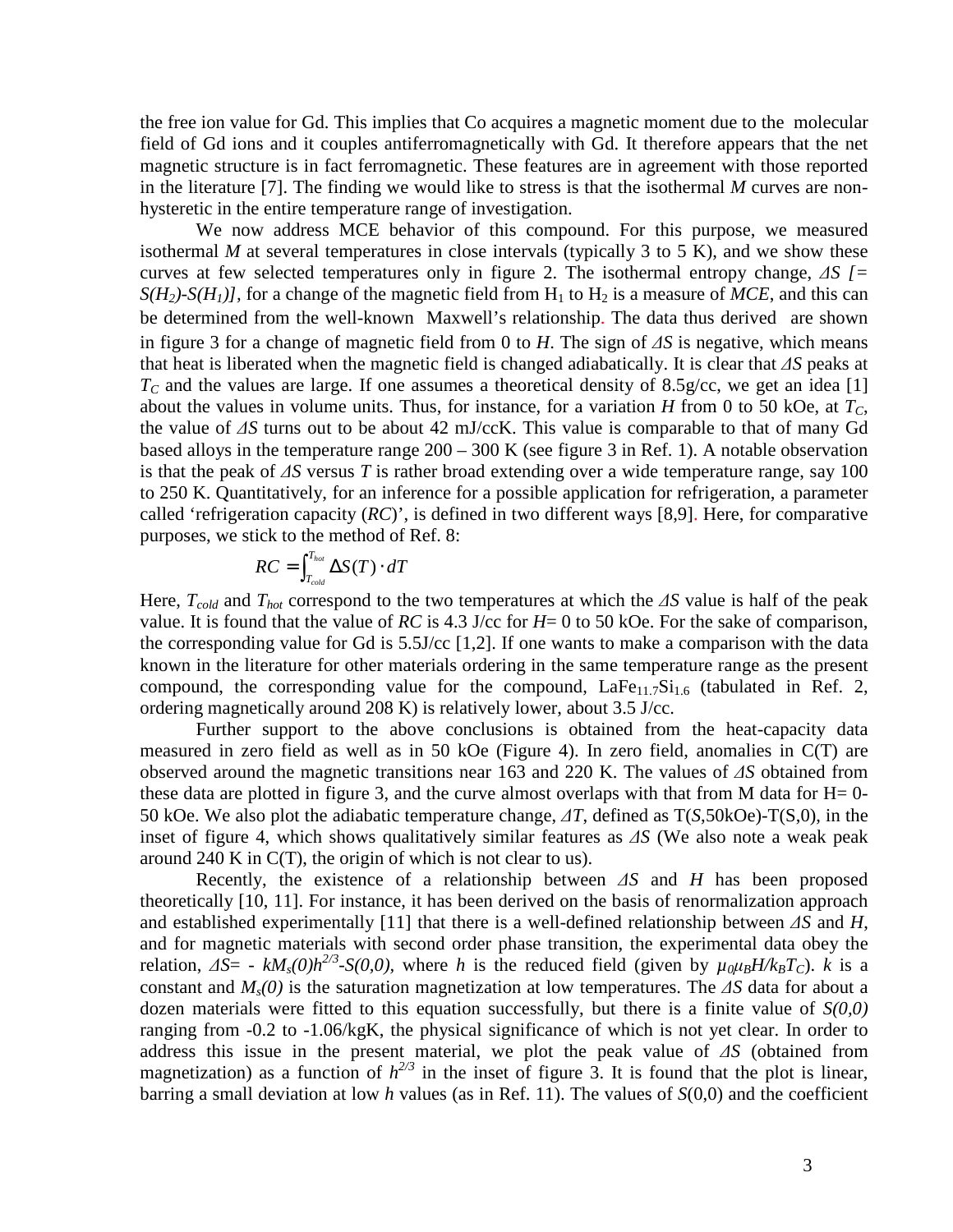the free ion value for Gd. This implies that Co acquires a magnetic moment due to the molecular field of Gd ions and it couples antiferromagnetically with Gd. It therefore appears that the net magnetic structure is in fact ferromagnetic. These features are in agreement with those reported in the literature [7]. The finding we would like to stress is that the isothermal *M* curves are non-hysteretic in the entire temperature range of investigation.

We now address MCE behavior of this compound. For this purpose, we measured isothermal *M* at several temperatures in close intervals (typically 3 to 5 K), and we show these curves at few selected temperatures only in figure 2. The isothermal entropy change, $\Delta S$ [$= S(H_2)-S(H_1)$], for a change of the magnetic field from $H_1$ to $H_2$ is a measure of *MCE*, and this can be determined from the well-known Maxwell's relationship. The data thus derived are shown in figure 3 for a change of magnetic field from 0 to *H*. The sign of $\Delta S$ is negative, which means that heat is liberated when the magnetic field is changed adiabatically. It is clear that $\Delta S$ peaks at $T_C$ and the values are large. If one assumes a theoretical density of 8.5g/cc, we get an idea [1] about the values in volume units. Thus, for instance, for a variation *H* from 0 to 50 kOe, at $T_C$, the value of $\Delta S$ turns out to be about 42 mJ/ccK. This value is comparable to that of many Gd based alloys in the temperature range 200 – 300 K (see figure 3 in Ref. 1). A notable observation is that the peak of $\Delta S$ versus *T* is rather broad extending over a wide temperature range, say 100 to 250 K. Quantitatively, for an inference for a possible application for refrigeration, a parameter called 'refrigeration capacity (*RC*)', is defined in two different ways [8,9]. Here, for comparative purposes, we stick to the method of Ref. 8:

$$RC = \int_{T_{cold}}^{T_{hot}} \Delta S(T) \cdot dT$$

Here, $T_{cold}$ and $T_{hot}$ correspond to the two temperatures at which the $\Delta S$ value is half of the peak value. It is found that the value of *RC* is 4.3 J/cc for *H*= 0 to 50 kOe. For the sake of comparison, the corresponding value for Gd is 5.5J/cc [1,2]. If one wants to make a comparison with the data known in the literature for other materials ordering in the same temperature range as the present compound, the corresponding value for the compound, $LaFe_{11.7}Si_{1.6}$ (tabulated in Ref. 2, ordering magnetically around 208 K) is relatively lower, about 3.5 J/cc.

Further support to the above conclusions is obtained from the heat-capacity data measured in zero field as well as in 50 kOe (Figure 4). In zero field, anomalies in C(T) are observed around the magnetic transitions near 163 and 220 K. The values of $\Delta S$ obtained from these data are plotted in figure 3, and the curve almost overlaps with that from M data for H= 0-50 kOe. We also plot the adiabatic temperature change, $\Delta T$, defined as T(*S*,50kOe)-T(S,0), in the inset of figure 4, which shows qualitatively similar features as $\Delta S$ (We also note a weak peak around 240 K in C(T), the origin of which is not clear to us).

Recently, the existence of a relationship between $\Delta S$ and *H* has been proposed theoretically [10, 11]. For instance, it has been derived on the basis of renormalization approach and established experimentally [11] that there is a well-defined relationship between $\Delta S$ and *H*, and for magnetic materials with second order phase transition, the experimental data obey the relation, $\Delta S = -kM_s(0)h^{2/3} - S(0,0)$, where *h* is the reduced field (given by $\mu_0\mu_B H/k_B T_C$). *k* is a constant and $M_s(0)$ is the saturation magnetization at low temperatures. The $\Delta S$ data for about a dozen materials were fitted to this equation successfully, but there is a finite value of $S(0,0)$ ranging from -0.2 to -1.06/kgK, the physical significance of which is not yet clear. In order to address this issue in the present material, we plot the peak value of $\Delta S$ (obtained from magnetization) as a function of $h^{2/3}$ in the inset of figure 3. It is found that the plot is linear, barring a small deviation at low *h* values (as in Ref. 11). The values of *S*(0,0) and the coefficient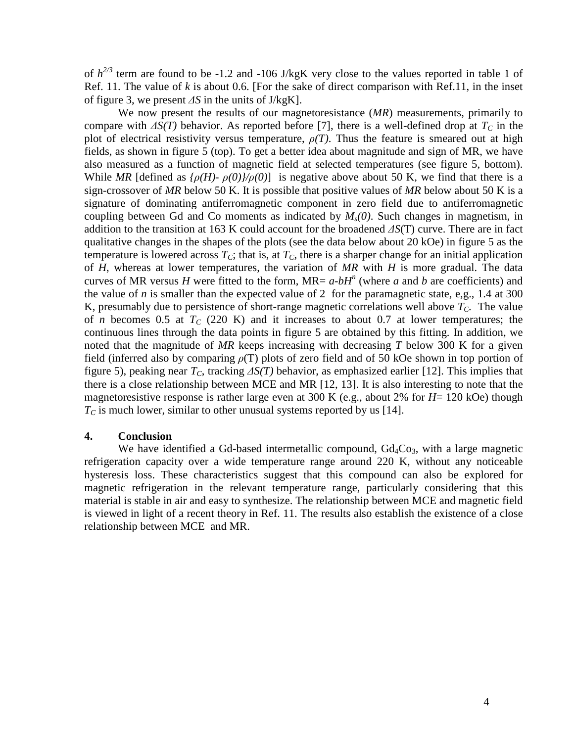of $h^{2/3}$ term are found to be -1.2 and -106 J/kgK very close to the values reported in table 1 of Ref. 11. The value of $k$ is about 0.6. [For the sake of direct comparison with Ref.11, in the inset of figure 3, we present $\Delta S$ in the units of J/kgK].

We now present the results of our magnetoresistance (*MR*) measurements, primarily to compare with $\Delta S(T)$ behavior. As reported before [7], there is a well-defined drop at $T_C$ in the plot of electrical resistivity versus temperature, $\rho(T)$. Thus the feature is smeared out at high fields, as shown in figure 5 (top). To get a better idea about magnitude and sign of MR, we have also measured as a function of magnetic field at selected temperatures (see figure 5, bottom). While *MR* [defined as $\{\rho(H)- \rho(0)\}/\rho(0)$] is negative above about 50 K, we find that there is a sign-crossover of *MR* below 50 K. It is possible that positive values of *MR* below about 50 K is a signature of dominating antiferromagnetic component in zero field due to antiferromagnetic coupling between Gd and Co moments as indicated by $M_s(0)$. Such changes in magnetism, in addition to the transition at 163 K could account for the broadened $\Delta S$(T) curve. There are in fact qualitative changes in the shapes of the plots (see the data below about 20 kOe) in figure 5 as the temperature is lowered across $T_C$; that is, at $T_C$, there is a sharper change for an initial application of $H$, whereas at lower temperatures, the variation of *MR* with $H$ is more gradual. The data curves of MR versus $H$ were fitted to the form, MR= $a$-$bH^n$ (where $a$ and $b$ are coefficients) and the value of $n$ is smaller than the expected value of 2 for the paramagnetic state, e,g., 1.4 at 300 K, presumably due to persistence of short-range magnetic correlations well above $T_C$. The value of $n$ becomes 0.5 at $T_C$ (220 K) and it increases to about 0.7 at lower temperatures; the continuous lines through the data points in figure 5 are obtained by this fitting. In addition, we noted that the magnitude of *MR* keeps increasing with decreasing $T$ below 300 K for a given field (inferred also by comparing $\rho$(T) plots of zero field and of 50 kOe shown in top portion of figure 5), peaking near $T_C$, tracking $\Delta S(T)$ behavior, as emphasized earlier [12]. This implies that there is a close relationship between MCE and MR [12, 13]. It is also interesting to note that the magnetoresistive response is rather large even at 300 K (e.g., about 2% for $H$= 120 kOe) though $T_C$ is much lower, similar to other unusual systems reported by us [14].

## 4. Conclusion

We have identified a Gd-based intermetallic compound, $Gd_4Co_3$, with a large magnetic refrigeration capacity over a wide temperature range around 220 K, without any noticeable hysteresis loss. These characteristics suggest that this compound can also be explored for magnetic refrigeration in the relevant temperature range, particularly considering that this material is stable in air and easy to synthesize. The relationship between MCE and magnetic field is viewed in light of a recent theory in Ref. 11. The results also establish the existence of a close relationship between MCE and MR.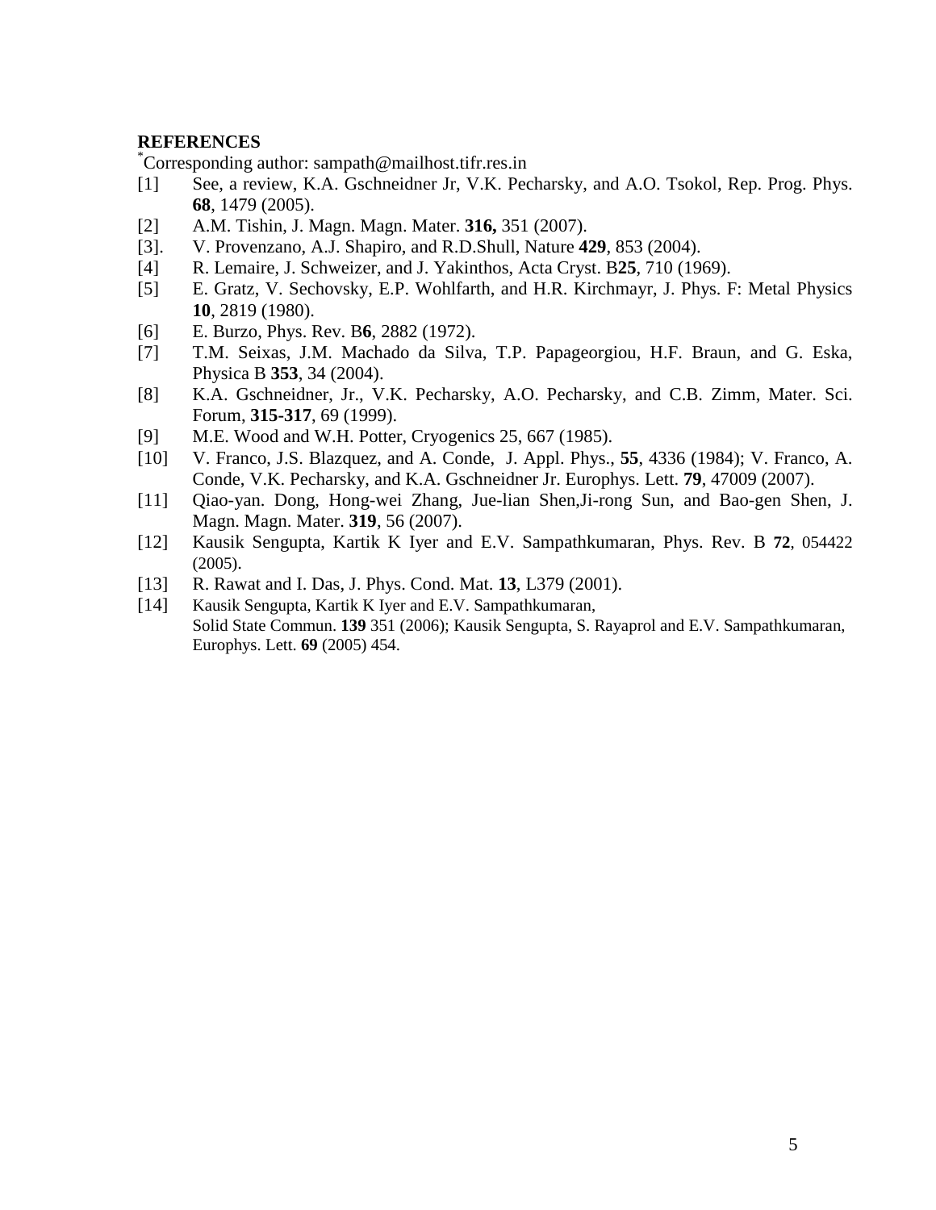**REFERENCES**

*Corresponding author: sampath@mailhost.tifr.res.in

[1] See, a review, K.A. Gschneidner Jr, V.K. Pecharsky, and A.O. Tsokol, Rep. Prog. Phys. **68**, 1479 (2005).

[2] A.M. Tishin, J. Magn. Magn. Mater. **316,** 351 (2007).

[3]. V. Provenzano, A.J. Shapiro, and R.D.Shull, Nature **429**, 853 (2004).

[4] R. Lemaire, J. Schweizer, and J. Yakinthos, Acta Cryst. B**25**, 710 (1969).

[5] E. Gratz, V. Sechovsky, E.P. Wohlfarth, and H.R. Kirchmayr, J. Phys. F: Metal Physics **10**, 2819 (1980).

[6] E. Burzo, Phys. Rev. B**6**, 2882 (1972).

[7] T.M. Seixas, J.M. Machado da Silva, T.P. Papageorgiou, H.F. Braun, and G. Eska, Physica B **353**, 34 (2004).

[8] K.A. Gschneidner, Jr., V.K. Pecharsky, A.O. Pecharsky, and C.B. Zimm, Mater. Sci. Forum, **315-317**, 69 (1999).

[9] M.E. Wood and W.H. Potter, Cryogenics 25, 667 (1985).

[10] V. Franco, J.S. Blazquez, and A. Conde, J. Appl. Phys., **55**, 4336 (1984); V. Franco, A. Conde, V.K. Pecharsky, and K.A. Gschneidner Jr. Europhys. Lett. **79**, 47009 (2007).

[11] Qiao-yan. Dong, Hong-wei Zhang, Jue-lian Shen,Ji-rong Sun, and Bao-gen Shen, J. Magn. Magn. Mater. **319**, 56 (2007).

[12] Kausik Sengupta, Kartik K Iyer and E.V. Sampathkumaran, Phys. Rev. B **72**, 054422 (2005).

[13] R. Rawat and I. Das, J. Phys. Cond. Mat. **13**, L379 (2001).

[14] Kausik Sengupta, Kartik K Iyer and E.V. Sampathkumaran, Solid State Commun. **139** 351 (2006); Kausik Sengupta, S. Rayaprol and E.V. Sampathkumaran, Europhys. Lett. **69** (2005) 454.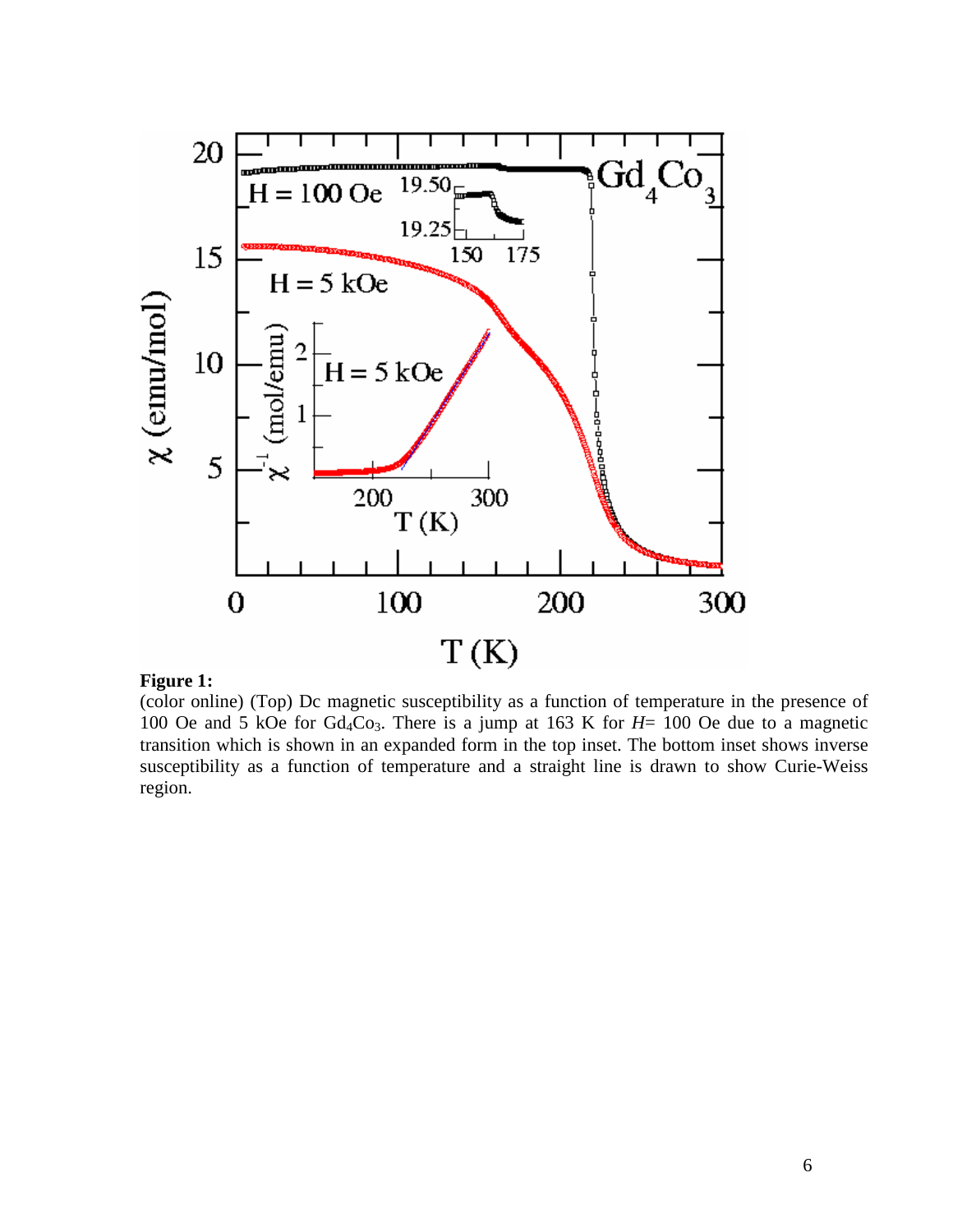**Figure 1:**

(color online) (Top) Dc magnetic susceptibility as a function of temperature in the presence of 100 Oe and 5 kOe for $Gd_4Co_3$. There is a jump at 163 K for $H$= 100 Oe due to a magnetic transition which is shown in an expanded form in the top inset. The bottom inset shows inverse susceptibility as a function of temperature and a straight line is drawn to show Curie-Weiss region.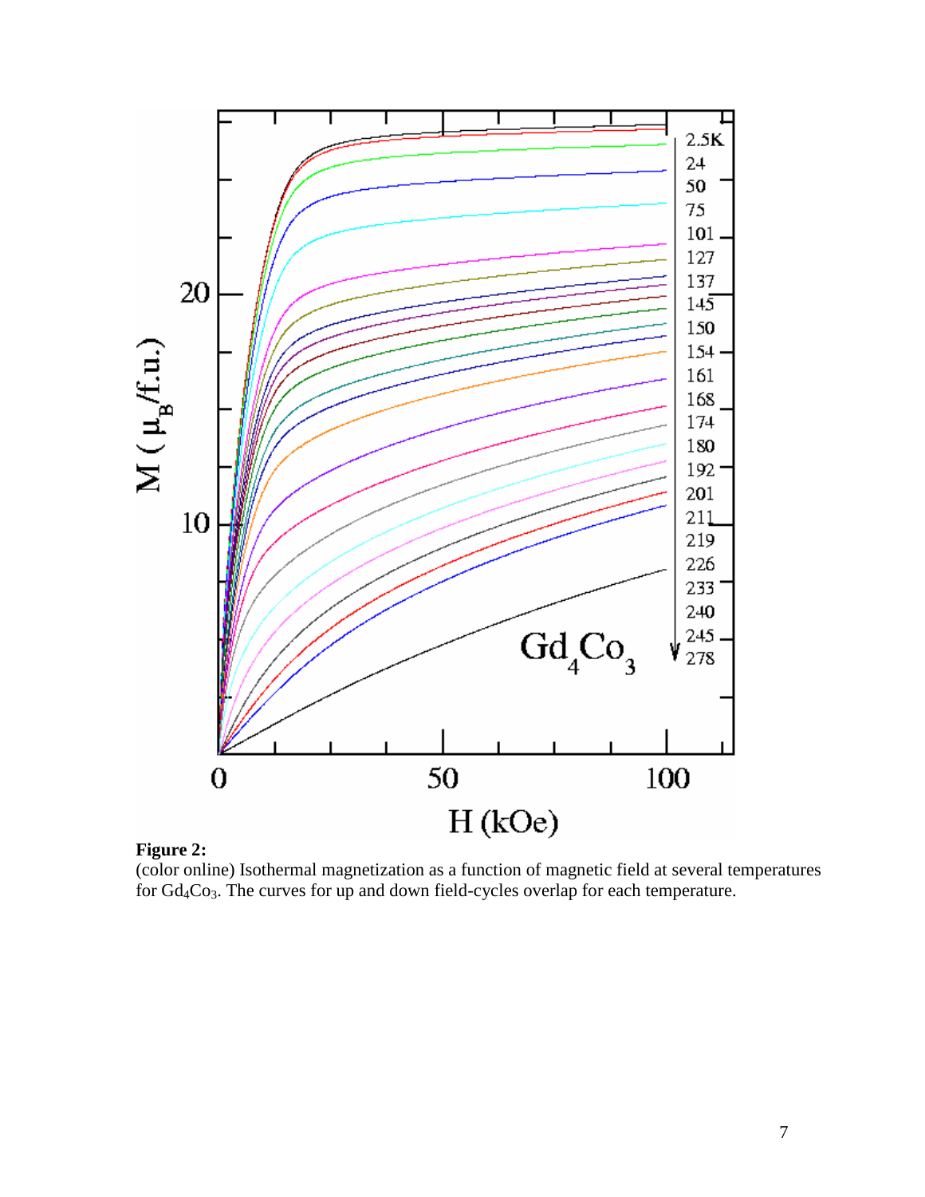**Figure 2:**
(color online) Isothermal magnetization as a function of magnetic field at several temperatures for $Gd_4Co_3$. The curves for up and down field-cycles overlap for each temperature.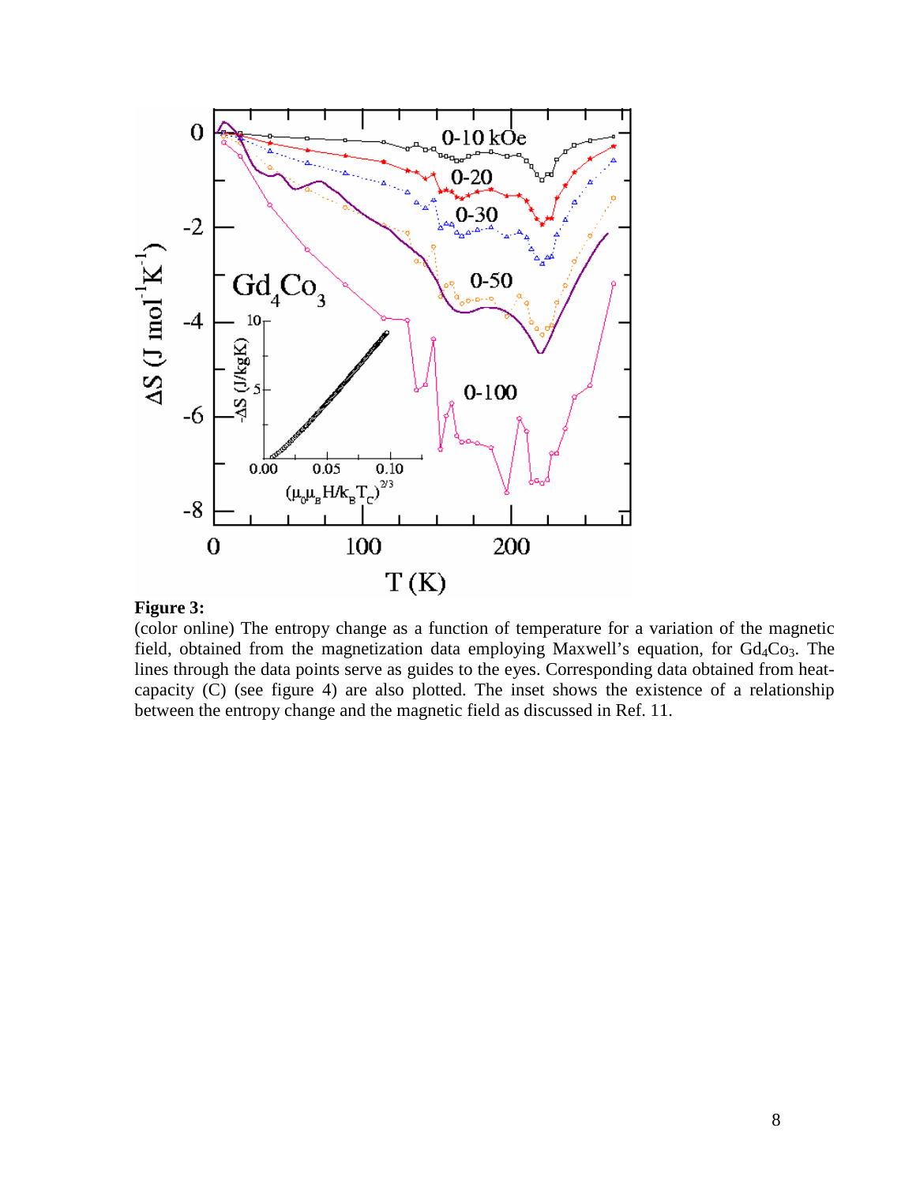**Figure 3:**

(color online) The entropy change as a function of temperature for a variation of the magnetic field, obtained from the magnetization data employing Maxwell's equation, for $Gd_4Co_3$. The lines through the data points serve as guides to the eyes. Corresponding data obtained from heat-capacity (C) (see figure 4) are also plotted. The inset shows the existence of a relationship between the entropy change and the magnetic field as discussed in Ref. 11.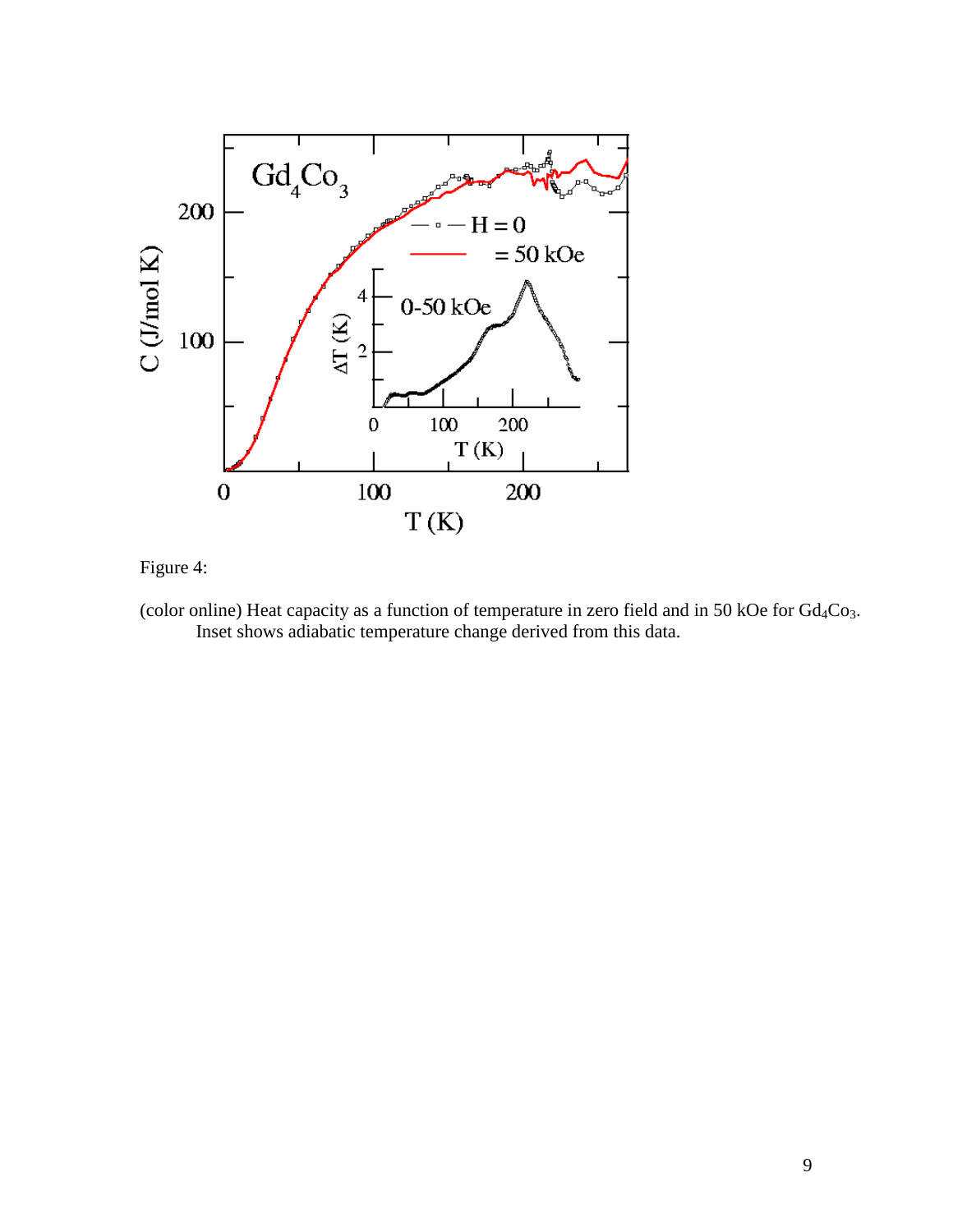Figure 4:

(color online) Heat capacity as a function of temperature in zero field and in 50 kOe for $Gd_4Co_3$. Inset shows adiabatic temperature change derived from this data.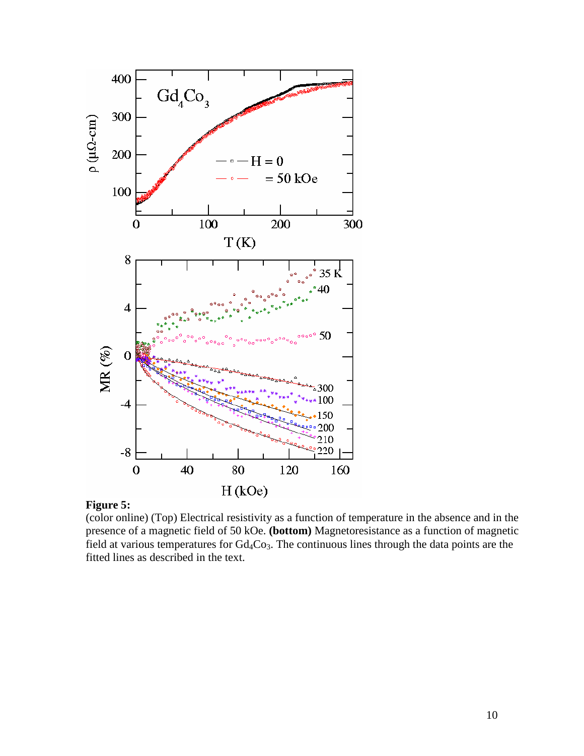Gd4Co3

ρ (μΩ-cm)

400
300
200
100

0
100
200
300

T (K)

H = 0
= 50 kOe

MR (%)

8
4
0
-4
-8

0
40
80
120
160

H (kOe)

35 K
40
50
300
100
150
200
210
220

**Figure 5:**
(color online) (Top) Electrical resistivity as a function of temperature in the absence and in the presence of a magnetic field of 50 kOe. **(bottom)** Magnetoresistance as a function of magnetic field at various temperatures for $Gd_4Co_3$. The continuous lines through the data points are the fitted lines as described in the text.